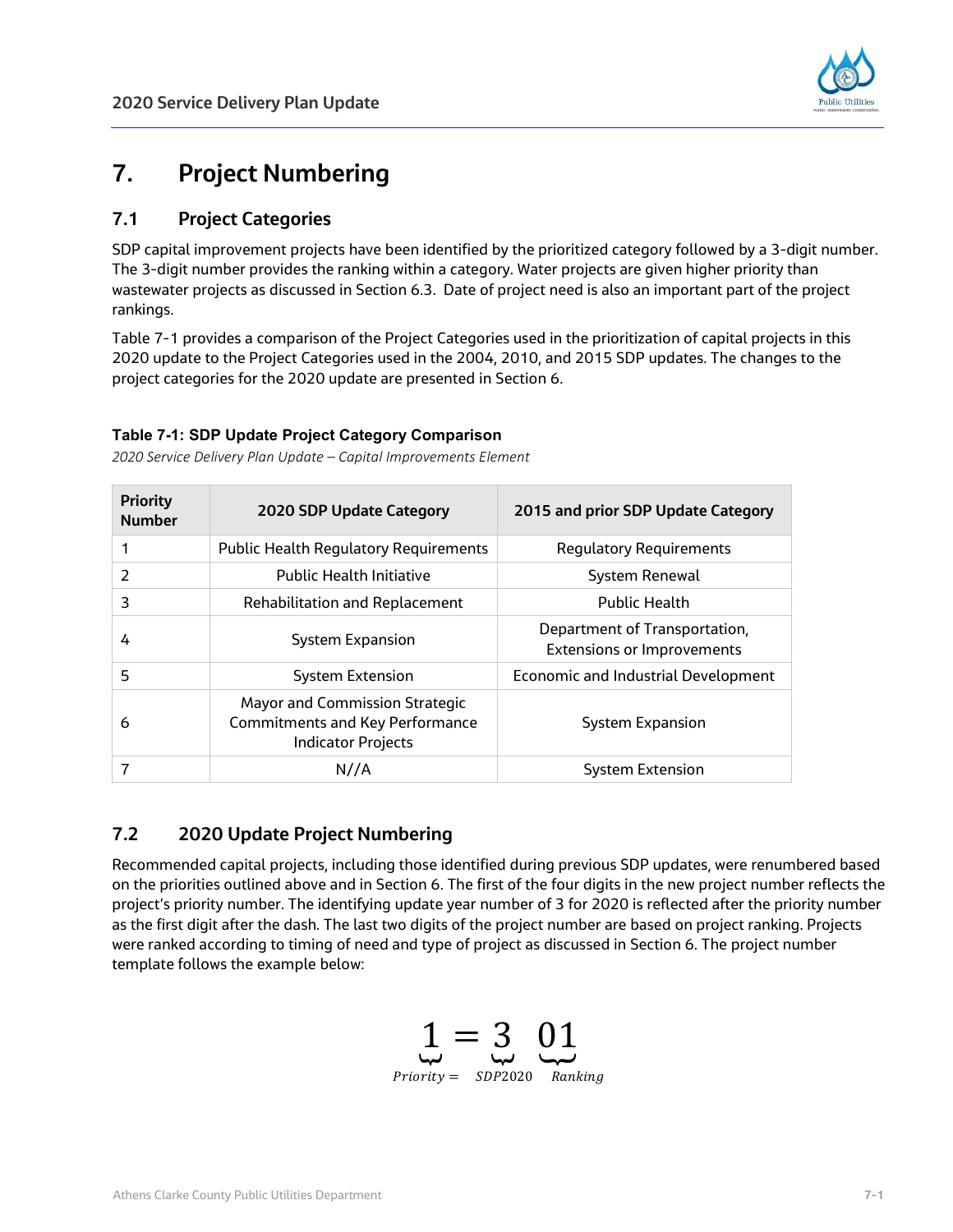# 7. Project Numbering

## 7.1 Project Categories

SDP capital improvement projects have been identified by the prioritized category followed by a 3-digit number. The 3-digit number provides the ranking within a category. Water projects are given higher priority than wastewater projects as discussed in Section 6.3. Date of project need is also an important part of the project rankings.

Table 7-1 provides a comparison of the Project Categories used in the prioritization of capital projects in this 2020 update to the Project Categories used in the 2004, 2010, and 2015 SDP updates. The changes to the project categories for the 2020 update are presented in Section 6.

**Table 7-1: SDP Update Project Category Comparison**

*2020 Service Delivery Plan Update – Capital Improvements Element*

| Priority Number | 2020 SDP Update Category | 2015 and prior SDP Update Category |
|---|---|---|
| 1 | Public Health Regulatory Requirements | Regulatory Requirements |
| 2 | Public Health Initiative | System Renewal |
| 3 | Rehabilitation and Replacement | Public Health |
| 4 | System Expansion | Department of Transportation, Extensions or Improvements |
| 5 | System Extension | Economic and Industrial Development |
| 6 | Mayor and Commission Strategic Commitments and Key Performance Indicator Projects | System Expansion |
| 7 | N//A | System Extension |

## 7.2 2020 Update Project Numbering

Recommended capital projects, including those identified during previous SDP updates, were renumbered based on the priorities outlined above and in Section 6. The first of the four digits in the new project number reflects the project's priority number. The identifying update year number of 3 for 2020 is reflected after the priority number as the first digit after the dash. The last two digits of the project number are based on project ranking. Projects were ranked according to timing of need and type of project as discussed in Section 6. The project number template follows the example below:

$$\underbrace{1}_{Priority} = \underbrace{3}_{SDP2020}\ \underbrace{01}_{Ranking}$$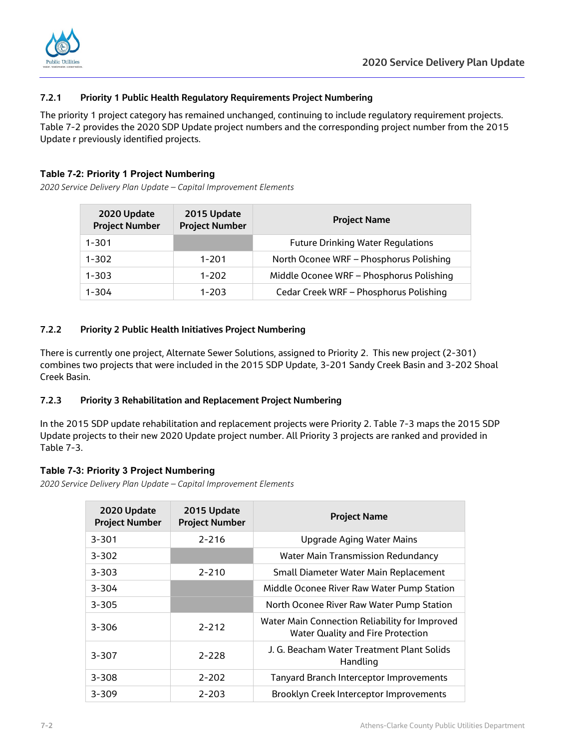### 7.2.1 Priority 1 Public Health Regulatory Requirements Project Numbering

The priority 1 project category has remained unchanged, continuing to include regulatory requirement projects. Table 7-2 provides the 2020 SDP Update project numbers and the corresponding project number from the 2015 Update r previously identified projects.

**Table 7-2: Priority 1 Project Numbering**

*2020 Service Delivery Plan Update – Capital Improvement Elements*

| 2020 Update Project Number | 2015 Update Project Number | Project Name |
|---|---|---|
| 1-301 | | Future Drinking Water Regulations |
| 1-302 | 1-201 | North Oconee WRF – Phosphorus Polishing |
| 1-303 | 1-202 | Middle Oconee WRF – Phosphorus Polishing |
| 1-304 | 1-203 | Cedar Creek WRF – Phosphorus Polishing |

### 7.2.2 Priority 2 Public Health Initiatives Project Numbering

There is currently one project, Alternate Sewer Solutions, assigned to Priority 2. This new project (2-301) combines two projects that were included in the 2015 SDP Update, 3-201 Sandy Creek Basin and 3-202 Shoal Creek Basin.

### 7.2.3 Priority 3 Rehabilitation and Replacement Project Numbering

In the 2015 SDP update rehabilitation and replacement projects were Priority 2. Table 7-3 maps the 2015 SDP Update projects to their new 2020 Update project number. All Priority 3 projects are ranked and provided in Table 7-3.

**Table 7-3: Priority 3 Project Numbering**

*2020 Service Delivery Plan Update – Capital Improvement Elements*

| 2020 Update Project Number | 2015 Update Project Number | Project Name |
|---|---|---|
| 3-301 | 2-216 | Upgrade Aging Water Mains |
| 3-302 | | Water Main Transmission Redundancy |
| 3-303 | 2-210 | Small Diameter Water Main Replacement |
| 3-304 | | Middle Oconee River Raw Water Pump Station |
| 3-305 | | North Oconee River Raw Water Pump Station |
| 3-306 | 2-212 | Water Main Connection Reliability for Improved Water Quality and Fire Protection |
| 3-307 | 2-228 | J. G. Beacham Water Treatment Plant Solids Handling |
| 3-308 | 2-202 | Tanyard Branch Interceptor Improvements |
| 3-309 | 2-203 | Brooklyn Creek Interceptor Improvements |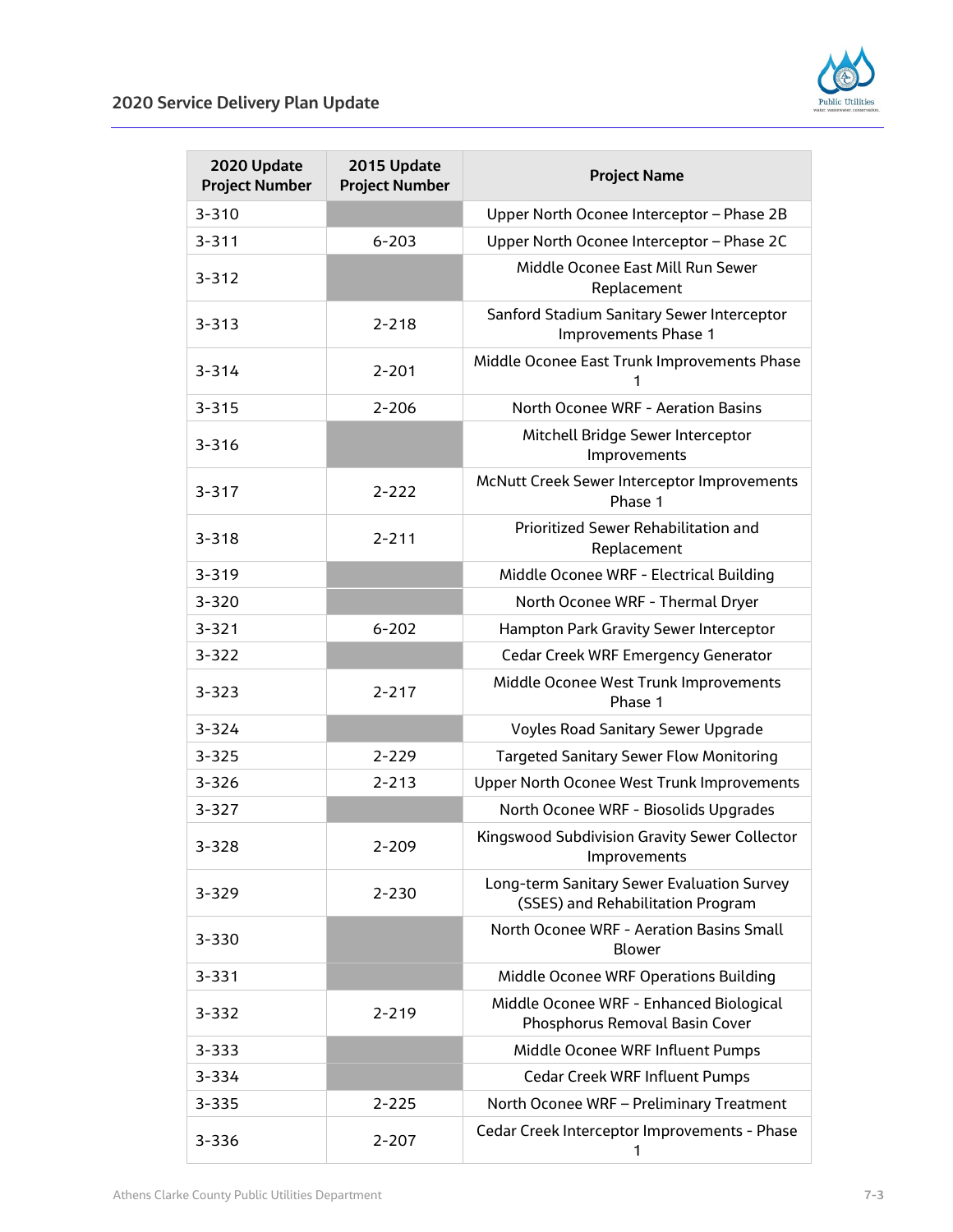| 2020 Update Project Number | 2015 Update Project Number | Project Name |
|---|---|---|
| 3-310 | | Upper North Oconee Interceptor – Phase 2B |
| 3-311 | 6-203 | Upper North Oconee Interceptor – Phase 2C |
| 3-312 | | Middle Oconee East Mill Run Sewer Replacement |
| 3-313 | 2-218 | Sanford Stadium Sanitary Sewer Interceptor Improvements Phase 1 |
| 3-314 | 2-201 | Middle Oconee East Trunk Improvements Phase 1 |
| 3-315 | 2-206 | North Oconee WRF - Aeration Basins |
| 3-316 | | Mitchell Bridge Sewer Interceptor Improvements |
| 3-317 | 2-222 | McNutt Creek Sewer Interceptor Improvements Phase 1 |
| 3-318 | 2-211 | Prioritized Sewer Rehabilitation and Replacement |
| 3-319 | | Middle Oconee WRF - Electrical Building |
| 3-320 | | North Oconee WRF - Thermal Dryer |
| 3-321 | 6-202 | Hampton Park Gravity Sewer Interceptor |
| 3-322 | | Cedar Creek WRF Emergency Generator |
| 3-323 | 2-217 | Middle Oconee West Trunk Improvements Phase 1 |
| 3-324 | | Voyles Road Sanitary Sewer Upgrade |
| 3-325 | 2-229 | Targeted Sanitary Sewer Flow Monitoring |
| 3-326 | 2-213 | Upper North Oconee West Trunk Improvements |
| 3-327 | | North Oconee WRF - Biosolids Upgrades |
| 3-328 | 2-209 | Kingswood Subdivision Gravity Sewer Collector Improvements |
| 3-329 | 2-230 | Long-term Sanitary Sewer Evaluation Survey (SSES) and Rehabilitation Program |
| 3-330 | | North Oconee WRF - Aeration Basins Small Blower |
| 3-331 | | Middle Oconee WRF Operations Building |
| 3-332 | 2-219 | Middle Oconee WRF - Enhanced Biological Phosphorus Removal Basin Cover |
| 3-333 | | Middle Oconee WRF Influent Pumps |
| 3-334 | | Cedar Creek WRF Influent Pumps |
| 3-335 | 2-225 | North Oconee WRF – Preliminary Treatment |
| 3-336 | 2-207 | Cedar Creek Interceptor Improvements - Phase 1 |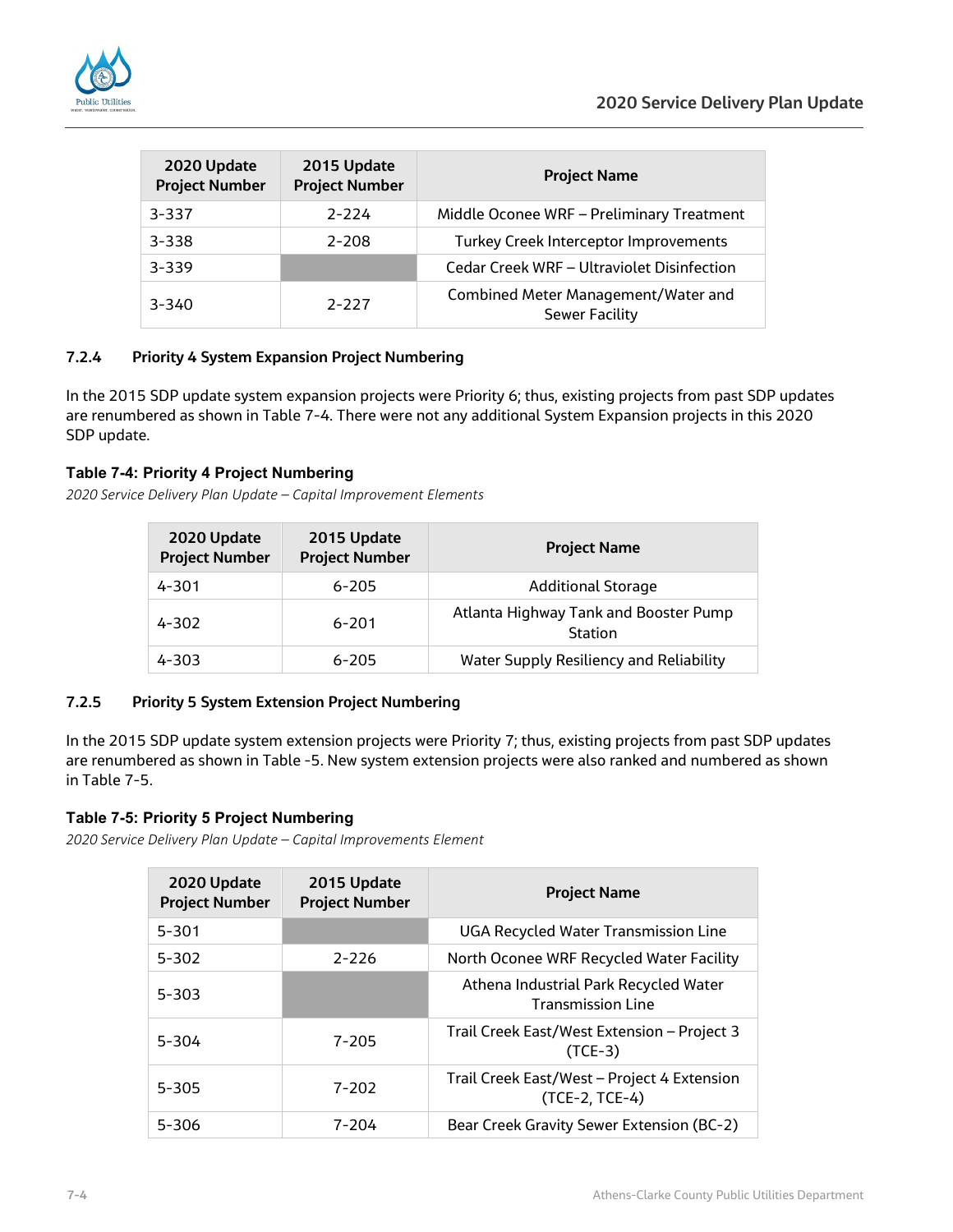| 2020 Update Project Number | 2015 Update Project Number | Project Name |
|---|---|---|
| 3-337 | 2-224 | Middle Oconee WRF – Preliminary Treatment |
| 3-338 | 2-208 | Turkey Creek Interceptor Improvements |
| 3-339 | | Cedar Creek WRF – Ultraviolet Disinfection |
| 3-340 | 2-227 | Combined Meter Management/Water and Sewer Facility |

### 7.2.4 Priority 4 System Expansion Project Numbering

In the 2015 SDP update system expansion projects were Priority 6; thus, existing projects from past SDP updates are renumbered as shown in Table 7-4. There were not any additional System Expansion projects in this 2020 SDP update.

**Table 7-4: Priority 4 Project Numbering**

*2020 Service Delivery Plan Update – Capital Improvement Elements*

| 2020 Update Project Number | 2015 Update Project Number | Project Name |
|---|---|---|
| 4-301 | 6-205 | Additional Storage |
| 4-302 | 6-201 | Atlanta Highway Tank and Booster Pump Station |
| 4-303 | 6-205 | Water Supply Resiliency and Reliability |

### 7.2.5 Priority 5 System Extension Project Numbering

In the 2015 SDP update system extension projects were Priority 7; thus, existing projects from past SDP updates are renumbered as shown in Table -5. New system extension projects were also ranked and numbered as shown in Table 7-5.

**Table 7-5: Priority 5 Project Numbering**

*2020 Service Delivery Plan Update – Capital Improvements Element*

| 2020 Update Project Number | 2015 Update Project Number | Project Name |
|---|---|---|
| 5-301 | | UGA Recycled Water Transmission Line |
| 5-302 | 2-226 | North Oconee WRF Recycled Water Facility |
| 5-303 | | Athena Industrial Park Recycled Water Transmission Line |
| 5-304 | 7-205 | Trail Creek East/West Extension – Project 3 (TCE-3) |
| 5-305 | 7-202 | Trail Creek East/West – Project 4 Extension (TCE-2, TCE-4) |
| 5-306 | 7-204 | Bear Creek Gravity Sewer Extension (BC-2) |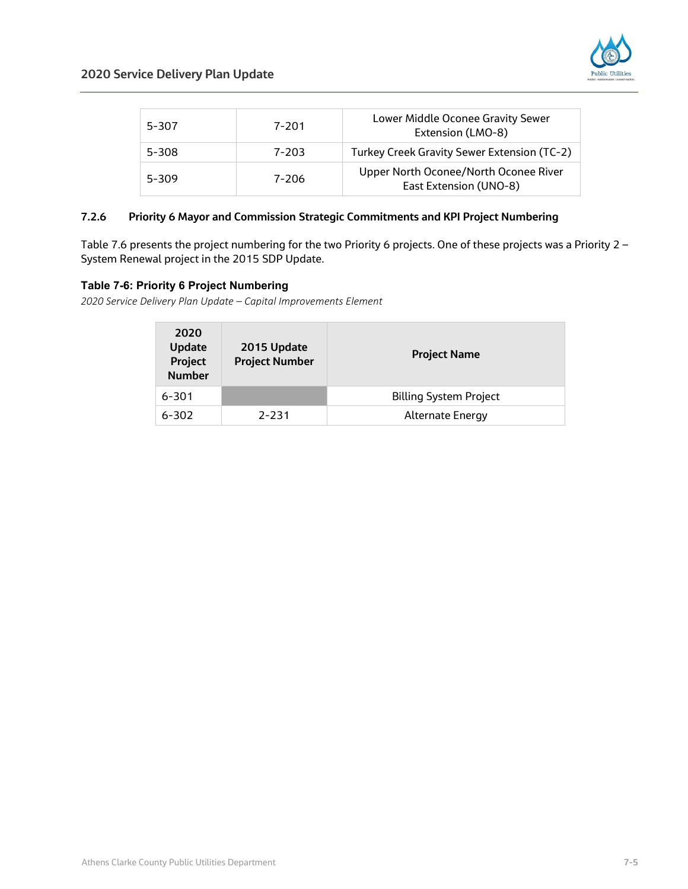| | | |
|---|---|---|
| 5-307 | 7-201 | Lower Middle Oconee Gravity Sewer Extension (LMO-8) |
| 5-308 | 7-203 | Turkey Creek Gravity Sewer Extension (TC-2) |
| 5-309 | 7-206 | Upper North Oconee/North Oconee River East Extension (UNO-8) |

### 7.2.6 Priority 6 Mayor and Commission Strategic Commitments and KPI Project Numbering

Table 7.6 presents the project numbering for the two Priority 6 projects. One of these projects was a Priority 2 – System Renewal project in the 2015 SDP Update.

**Table 7-6: Priority 6 Project Numbering**

*2020 Service Delivery Plan Update – Capital Improvements Element*

| 2020 Update Project Number | 2015 Update Project Number | Project Name |
|---|---|---|
| 6-301 | | Billing System Project |
| 6-302 | 2-231 | Alternate Energy |